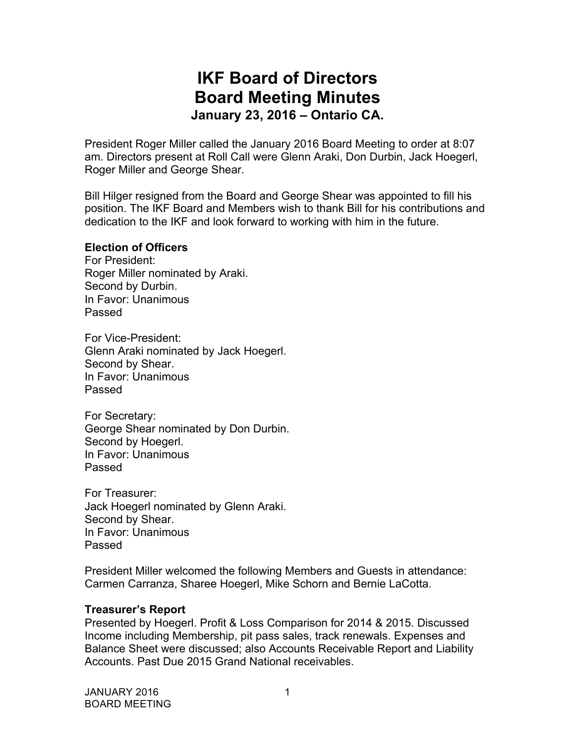# IKF Board of Directors
# Board Meeting Minutes
### January 23, 2016 – Ontario CA.

President Roger Miller called the January 2016 Board Meeting to order at 8:07 am. Directors present at Roll Call were Glenn Araki, Don Durbin, Jack Hoegerl, Roger Miller and George Shear.

Bill Hilger resigned from the Board and George Shear was appointed to fill his position. The IKF Board and Members wish to thank Bill for his contributions and dedication to the IKF and look forward to working with him in the future.

**Election of Officers**
For President:
Roger Miller nominated by Araki.
Second by Durbin.
In Favor: Unanimous
Passed

For Vice-President:
Glenn Araki nominated by Jack Hoegerl.
Second by Shear.
In Favor: Unanimous
Passed

For Secretary:
George Shear nominated by Don Durbin.
Second by Hoegerl.
In Favor: Unanimous
Passed

For Treasurer:
Jack Hoegerl nominated by Glenn Araki.
Second by Shear.
In Favor: Unanimous
Passed

President Miller welcomed the following Members and Guests in attendance: Carmen Carranza, Sharee Hoegerl, Mike Schorn and Bernie LaCotta.

**Treasurer's Report**
Presented by Hoegerl. Profit & Loss Comparison for 2014 & 2015. Discussed Income including Membership, pit pass sales, track renewals. Expenses and Balance Sheet were discussed; also Accounts Receivable Report and Liability Accounts. Past Due 2015 Grand National receivables.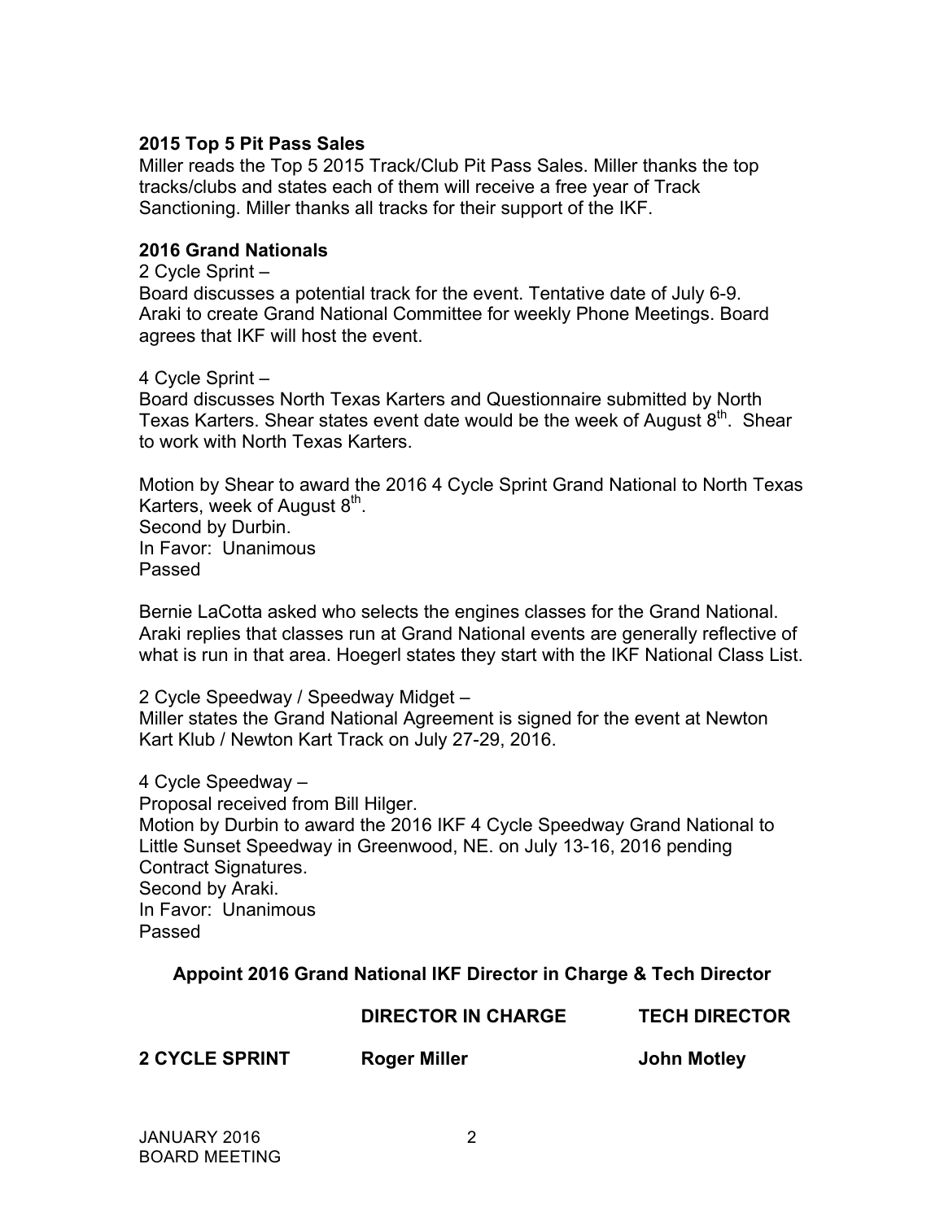**2015 Top 5 Pit Pass Sales**

Miller reads the Top 5 2015 Track/Club Pit Pass Sales. Miller thanks the top tracks/clubs and states each of them will receive a free year of Track Sanctioning. Miller thanks all tracks for their support of the IKF.

**2016 Grand Nationals**

2 Cycle Sprint –
Board discusses a potential track for the event. Tentative date of July 6-9. Araki to create Grand National Committee for weekly Phone Meetings. Board agrees that IKF will host the event.

4 Cycle Sprint –
Board discusses North Texas Karters and Questionnaire submitted by North Texas Karters. Shear states event date would be the week of August 8th. Shear to work with North Texas Karters.

Motion by Shear to award the 2016 4 Cycle Sprint Grand National to North Texas Karters, week of August 8th.
Second by Durbin.
In Favor: Unanimous
Passed

Bernie LaCotta asked who selects the engines classes for the Grand National. Araki replies that classes run at Grand National events are generally reflective of what is run in that area. Hoegerl states they start with the IKF National Class List.

2 Cycle Speedway / Speedway Midget –
Miller states the Grand National Agreement is signed for the event at Newton Kart Klub / Newton Kart Track on July 27-29, 2016.

4 Cycle Speedway –
Proposal received from Bill Hilger.
Motion by Durbin to award the 2016 IKF 4 Cycle Speedway Grand National to Little Sunset Speedway in Greenwood, NE. on July 13-16, 2016 pending Contract Signatures.
Second by Araki.
In Favor: Unanimous
Passed

**Appoint 2016 Grand National IKF Director in Charge & Tech Director**

| | DIRECTOR IN CHARGE | TECH DIRECTOR |
|---|---|---|
| **2 CYCLE SPRINT** | **Roger Miller** | **John Motley** |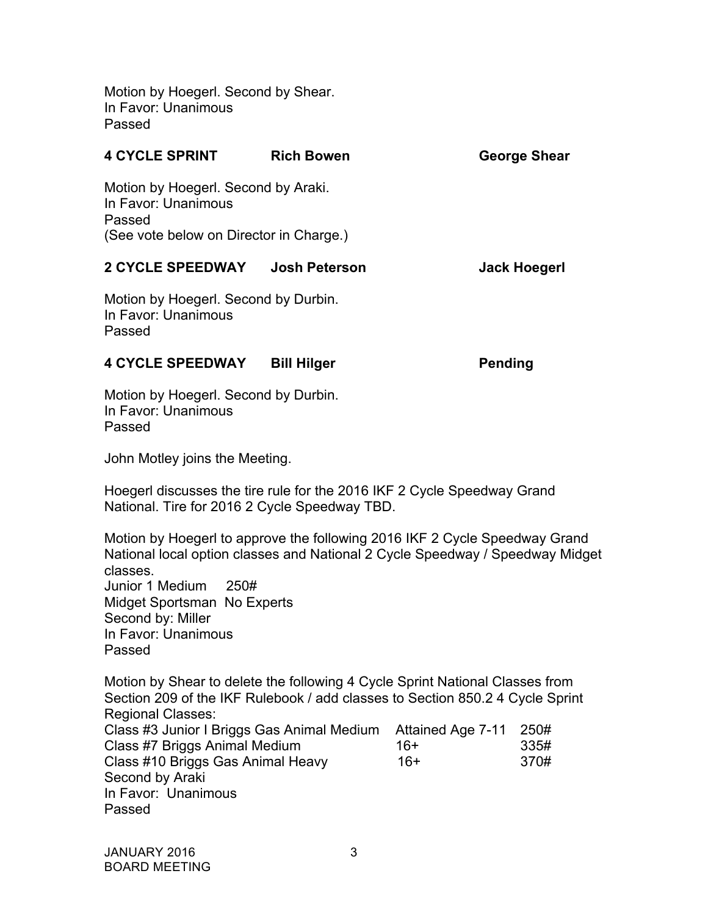Motion by Hoegerl. Second by Shear.
In Favor: Unanimous
Passed

**4 CYCLE SPRINT Rich Bowen George Shear**

Motion by Hoegerl. Second by Araki.
In Favor: Unanimous
Passed
(See vote below on Director in Charge.)

**2 CYCLE SPEEDWAY Josh Peterson Jack Hoegerl**

Motion by Hoegerl. Second by Durbin.
In Favor: Unanimous
Passed

**4 CYCLE SPEEDWAY Bill Hilger Pending**

Motion by Hoegerl. Second by Durbin.
In Favor: Unanimous
Passed

John Motley joins the Meeting.

Hoegerl discusses the tire rule for the 2016 IKF 2 Cycle Speedway Grand National. Tire for 2016 2 Cycle Speedway TBD.

Motion by Hoegerl to approve the following 2016 IKF 2 Cycle Speedway Grand National local option classes and National 2 Cycle Speedway / Speedway Midget classes.
Junior 1 Medium 250#
Midget Sportsman No Experts
Second by: Miller
In Favor: Unanimous
Passed

Motion by Shear to delete the following 4 Cycle Sprint National Classes from Section 209 of the IKF Rulebook / add classes to Section 850.2 4 Cycle Sprint Regional Classes:

| | | |
|---|---|---|
| Class #3 Junior I Briggs Gas Animal Medium | Attained Age 7-11 | 250# |
| Class #7 Briggs Animal Medium | 16+ | 335# |
| Class #10 Briggs Gas Animal Heavy | 16+ | 370# |

Second by Araki
In Favor: Unanimous
Passed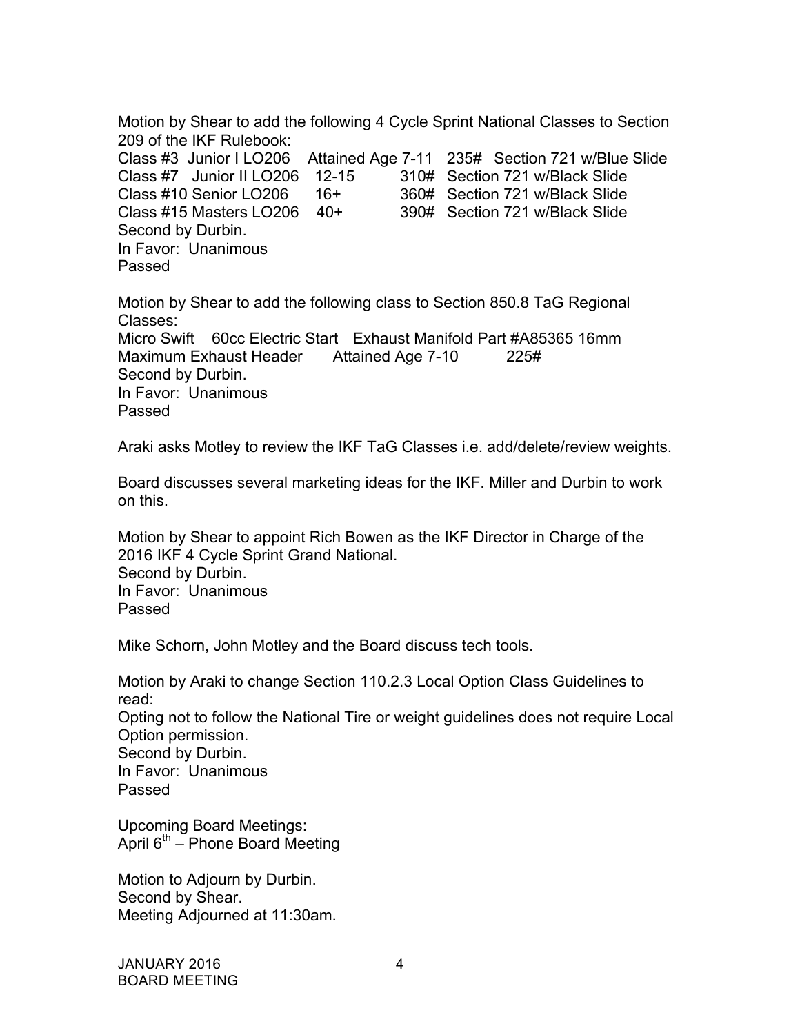Motion by Shear to add the following 4 Cycle Sprint National Classes to Section 209 of the IKF Rulebook:

| | | | | |
|---|---|---|---|---|
| Class #3 | Junior I LO206 | Attained Age 7-11 | 235# | Section 721 w/Blue Slide |
| Class #7 | Junior II LO206 | 12-15 | 310# | Section 721 w/Black Slide |
| Class #10 | Senior LO206 | 16+ | 360# | Section 721 w/Black Slide |
| Class #15 | Masters LO206 | 40+ | 390# | Section 721 w/Black Slide |

Second by Durbin.
In Favor: Unanimous
Passed

Motion by Shear to add the following class to Section 850.8 TaG Regional Classes:
Micro Swift 60cc Electric Start Exhaust Manifold Part #A85365 16mm Maximum Exhaust Header Attained Age 7-10 225#
Second by Durbin.
In Favor: Unanimous
Passed

Araki asks Motley to review the IKF TaG Classes i.e. add/delete/review weights.

Board discusses several marketing ideas for the IKF. Miller and Durbin to work on this.

Motion by Shear to appoint Rich Bowen as the IKF Director in Charge of the 2016 IKF 4 Cycle Sprint Grand National.
Second by Durbin.
In Favor: Unanimous
Passed

Mike Schorn, John Motley and the Board discuss tech tools.

Motion by Araki to change Section 110.2.3 Local Option Class Guidelines to read:
Opting not to follow the National Tire or weight guidelines does not require Local Option permission.
Second by Durbin.
In Favor: Unanimous
Passed

Upcoming Board Meetings:
April 6th – Phone Board Meeting

Motion to Adjourn by Durbin.
Second by Shear.
Meeting Adjourned at 11:30am.